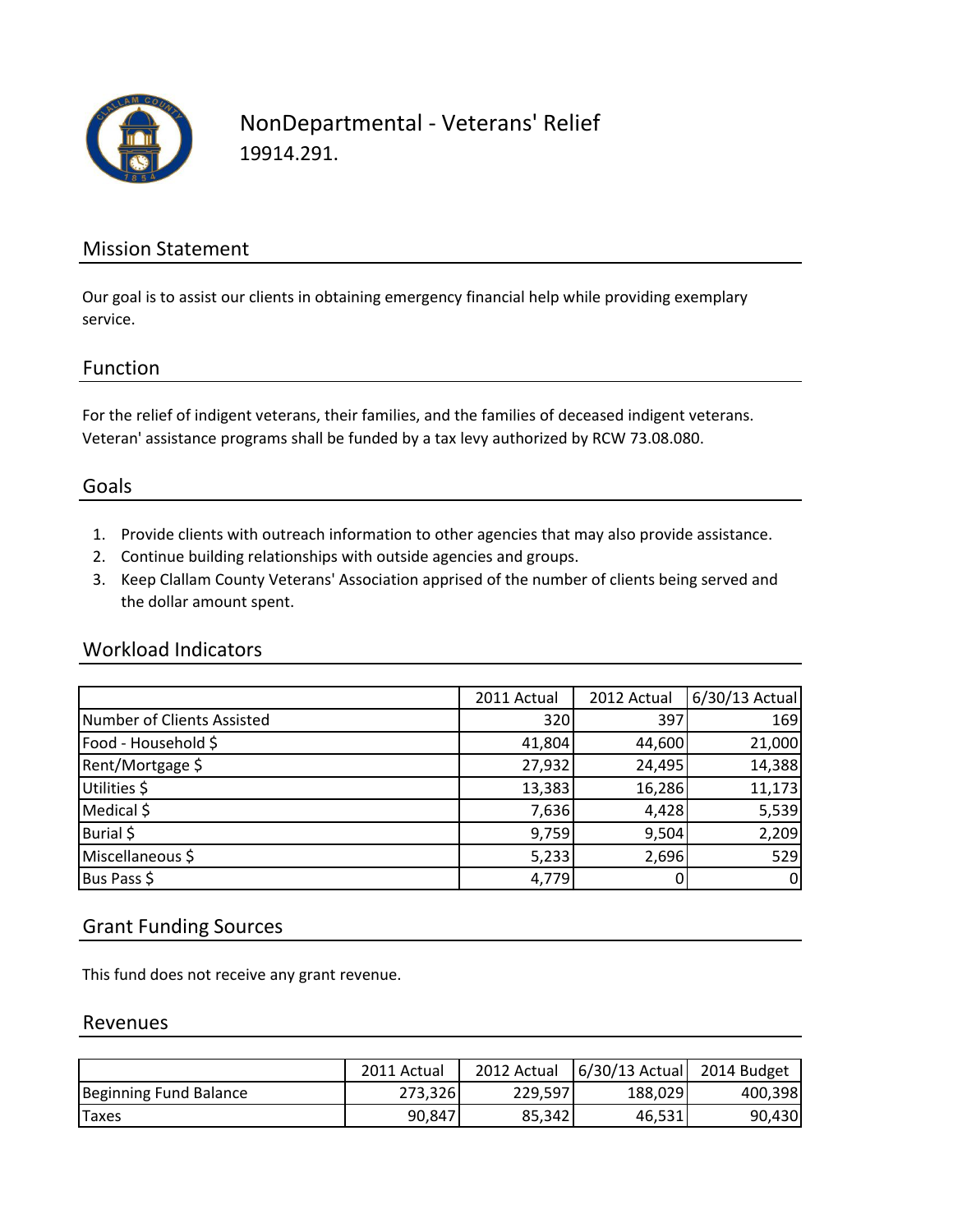# NonDepartmental - Veterans' Relief

19914.291.

## Mission Statement

Our goal is to assist our clients in obtaining emergency financial help while providing exemplary service.

## Function

For the relief of indigent veterans, their families, and the families of deceased indigent veterans. Veteran' assistance programs shall be funded by a tax levy authorized by RCW 73.08.080.

## Goals

1. Provide clients with outreach information to other agencies that may also provide assistance.
2. Continue building relationships with outside agencies and groups.
3. Keep Clallam County Veterans' Association apprised of the number of clients being served and the dollar amount spent.

## Workload Indicators

| | 2011 Actual | 2012 Actual | 6/30/13 Actual |
|---|---|---|---|
| Number of Clients Assisted | 320 | 397 | 169 |
| Food - Household $ | 41,804 | 44,600 | 21,000 |
| Rent/Mortgage $ | 27,932 | 24,495 | 14,388 |
| Utilities $ | 13,383 | 16,286 | 11,173 |
| Medical $ | 7,636 | 4,428 | 5,539 |
| Burial $ | 9,759 | 9,504 | 2,209 |
| Miscellaneous $ | 5,233 | 2,696 | 529 |
| Bus Pass $ | 4,779 | 0 | 0 |

## Grant Funding Sources

This fund does not receive any grant revenue.

## Revenues

| | 2011 Actual | 2012 Actual | 6/30/13 Actual | 2014 Budget |
|---|---|---|---|---|
| Beginning Fund Balance | 273,326 | 229,597 | 188,029 | 400,398 |
| Taxes | 90,847 | 85,342 | 46,531 | 90,430 |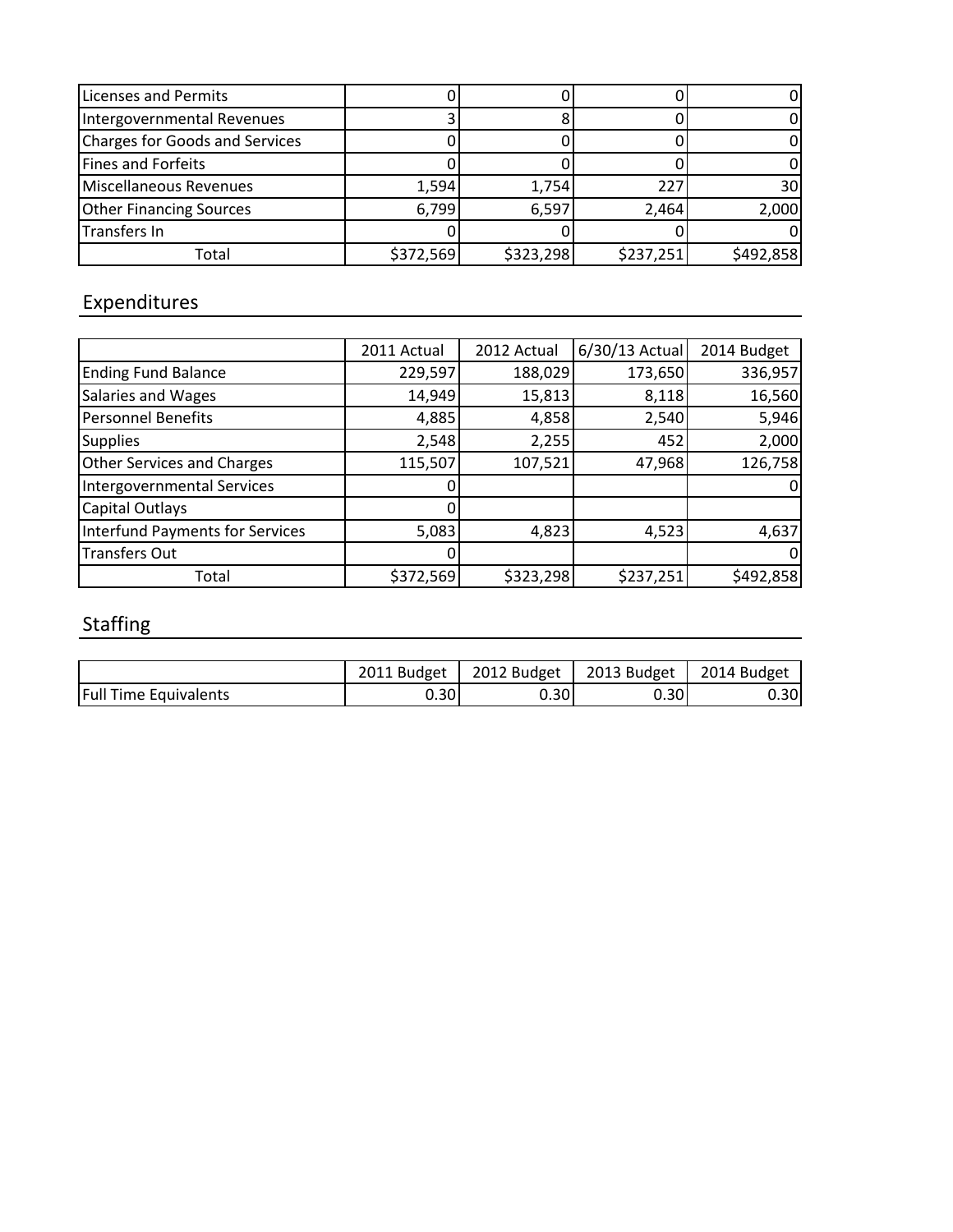| | | | | |
|---|---|---|---|---|
| Licenses and Permits | 0 | 0 | 0 | 0 |
| Intergovernmental Revenues | 3 | 8 | 0 | 0 |
| Charges for Goods and Services | 0 | 0 | 0 | 0 |
| Fines and Forfeits | 0 | 0 | 0 | 0 |
| Miscellaneous Revenues | 1,594 | 1,754 | 227 | 30 |
| Other Financing Sources | 6,799 | 6,597 | 2,464 | 2,000 |
| Transfers In | 0 | 0 | 0 | 0 |
| Total | $372,569 | $323,298 | $237,251 | $492,858 |

## Expenditures

| | 2011 Actual | 2012 Actual | 6/30/13 Actual | 2014 Budget |
|---|---|---|---|---|
| Ending Fund Balance | 229,597 | 188,029 | 173,650 | 336,957 |
| Salaries and Wages | 14,949 | 15,813 | 8,118 | 16,560 |
| Personnel Benefits | 4,885 | 4,858 | 2,540 | 5,946 |
| Supplies | 2,548 | 2,255 | 452 | 2,000 |
| Other Services and Charges | 115,507 | 107,521 | 47,968 | 126,758 |
| Intergovernmental Services | 0 | | | 0 |
| Capital Outlays | 0 | | | |
| Interfund Payments for Services | 5,083 | 4,823 | 4,523 | 4,637 |
| Transfers Out | 0 | | | 0 |
| Total | $372,569 | $323,298 | $237,251 | $492,858 |

## Staffing

| | 2011 Budget | 2012 Budget | 2013 Budget | 2014 Budget |
|---|---|---|---|---|
| Full Time Equivalents | 0.30 | 0.30 | 0.30 | 0.30 |